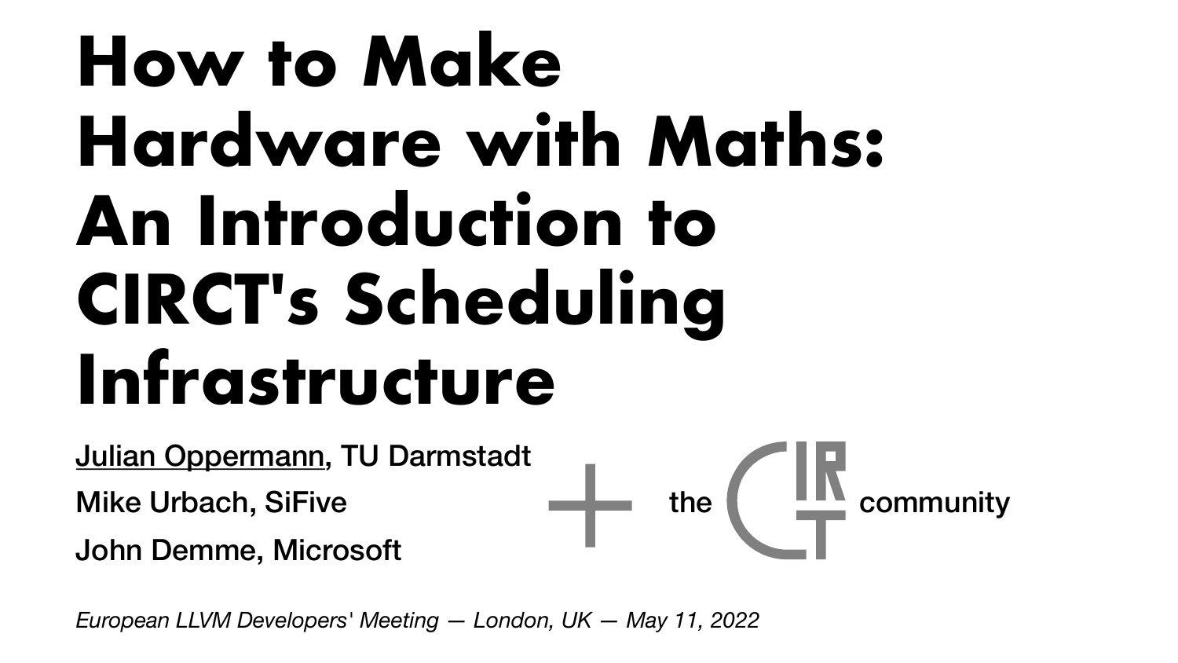# How to Make Hardware with Maths: An Introduction to CIRCT's Scheduling Infrastructure

Julian Oppermann, TU Darmstadt

Mike Urbach, SiFive

John Demme, Microsoft

+ the CIRCT community

*European LLVM Developers' Meeting — London, UK — May 11, 2022*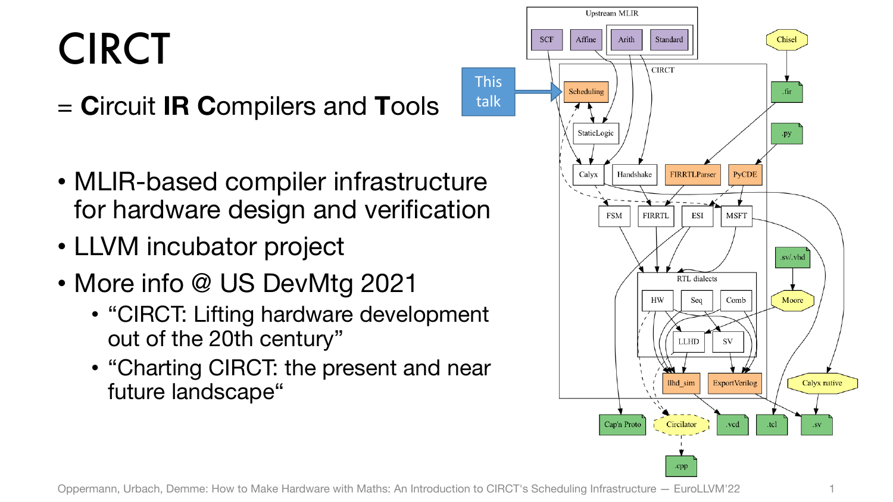# CIRCT

= **C**ircuit **IR** **C**ompilers and **T**ools

- MLIR-based compiler infrastructure for hardware design and verification
- LLVM incubator project
- More info @ US DevMtg 2021
  - "CIRCT: Lifting hardware development out of the 20th century"
  - "Charting CIRCT: the present and near future landscape"

This talk

Upstream MLIR

SCF

Affine

Arith

Standard

Chisel

CIRCT

Scheduling

.fir

StaticLogic

.py

Calyx

Handshake

FIRRTLParser

PyCDE

FSM

FIRRTL

ESI

MSFT

.sv/.vhd

RTL dialects

HW

Seq

Comb

Moore

LLHD

SV

llhd_sim

ExportVerilog

Calyx native

Cap'n Proto

Circilator

.vcd

.tcl

.sv

.cpp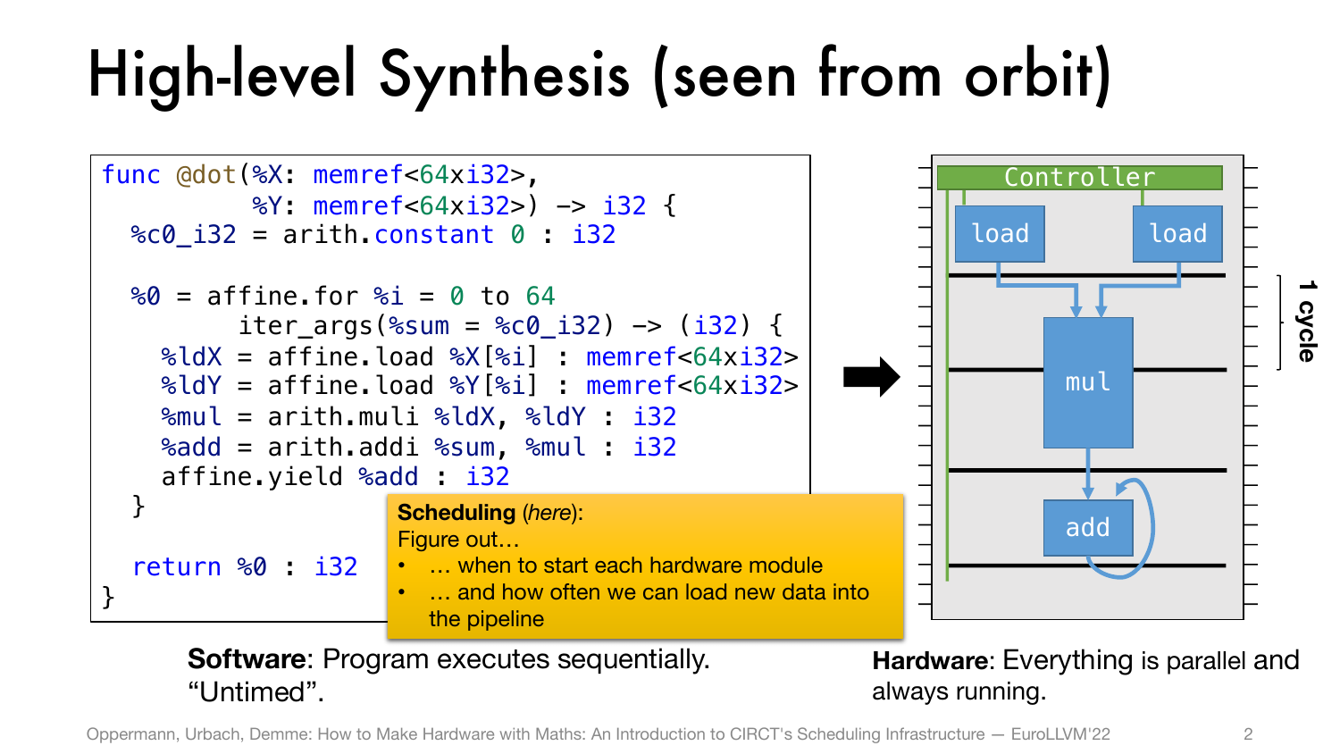# High-level Synthesis (seen from orbit)

```
func @dot(%X: memref<64xi32>,
          %Y: memref<64xi32>) -> i32 {
  %c0_i32 = arith.constant 0 : i32

  %0 = affine.for %i = 0 to 64
         iter_args(%sum = %c0_i32) -> (i32) {
    %ldX = affine.load %X[%i] : memref<64xi32>
    %ldY = affine.load %Y[%i] : memref<64xi32>
    %mul = arith.muli %ldX, %ldY : i32
    %add = arith.addi %sum, %mul : i32
    affine.yield %add : i32
  }

  return %0 : i32
}
```

**Scheduling** (*here*):
Figure out…
- … when to start each hardware module
- … and how often we can load new data into the pipeline

Controller

load

load

mul

add

1 cycle

**Software**: Program executes sequentially. “Untimed”.

**Hardware**: Everything is parallel and always running.

Oppermann, Urbach, Demme: How to Make Hardware with Maths: An Introduction to CIRCT's Scheduling Infrastructure — EuroLLVM'22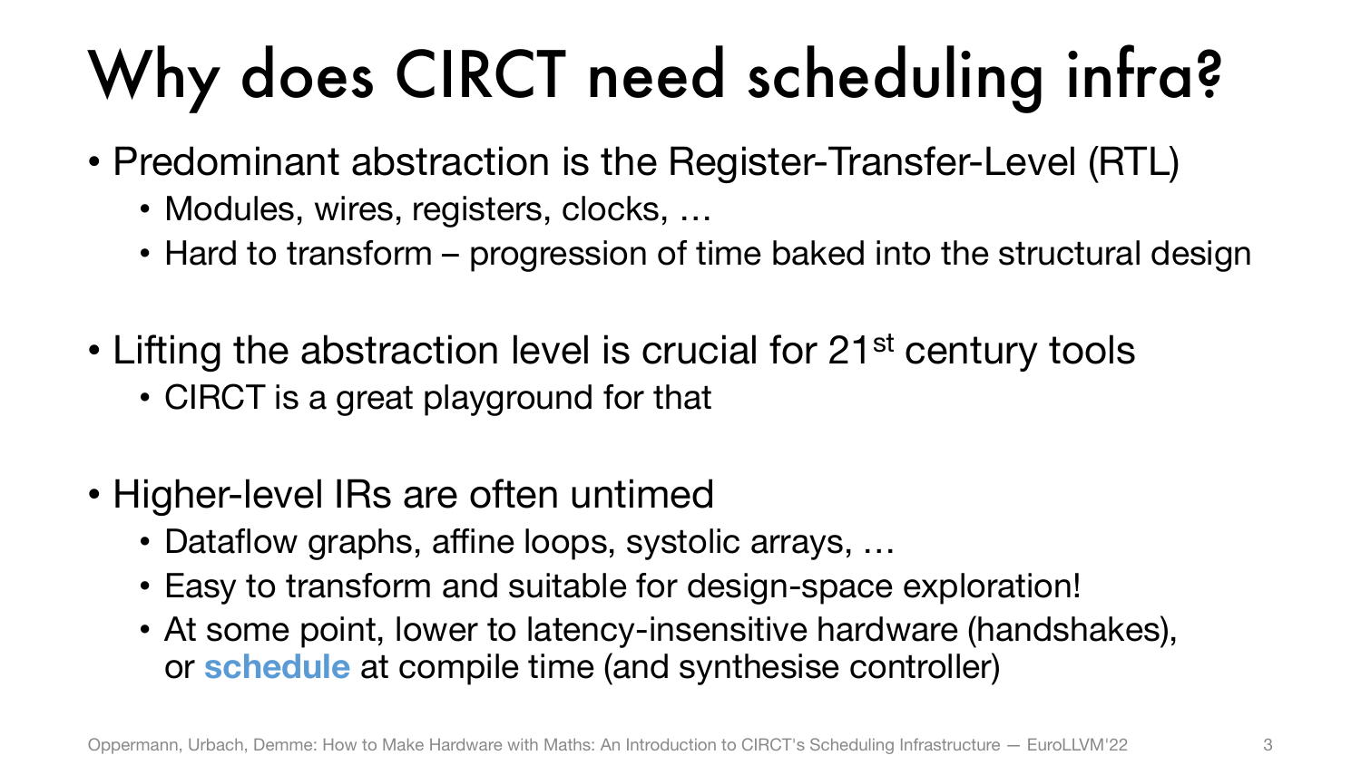# Why does CIRCT need scheduling infra?

- Predominant abstraction is the Register-Transfer-Level (RTL)
  - Modules, wires, registers, clocks, …
  - Hard to transform – progression of time baked into the structural design

- Lifting the abstraction level is crucial for 21st century tools
  - CIRCT is a great playground for that

- Higher-level IRs are often untimed
  - Dataflow graphs, affine loops, systolic arrays, …
  - Easy to transform and suitable for design-space exploration!
  - At some point, lower to latency-insensitive hardware (handshakes), or **schedule** at compile time (and synthesise controller)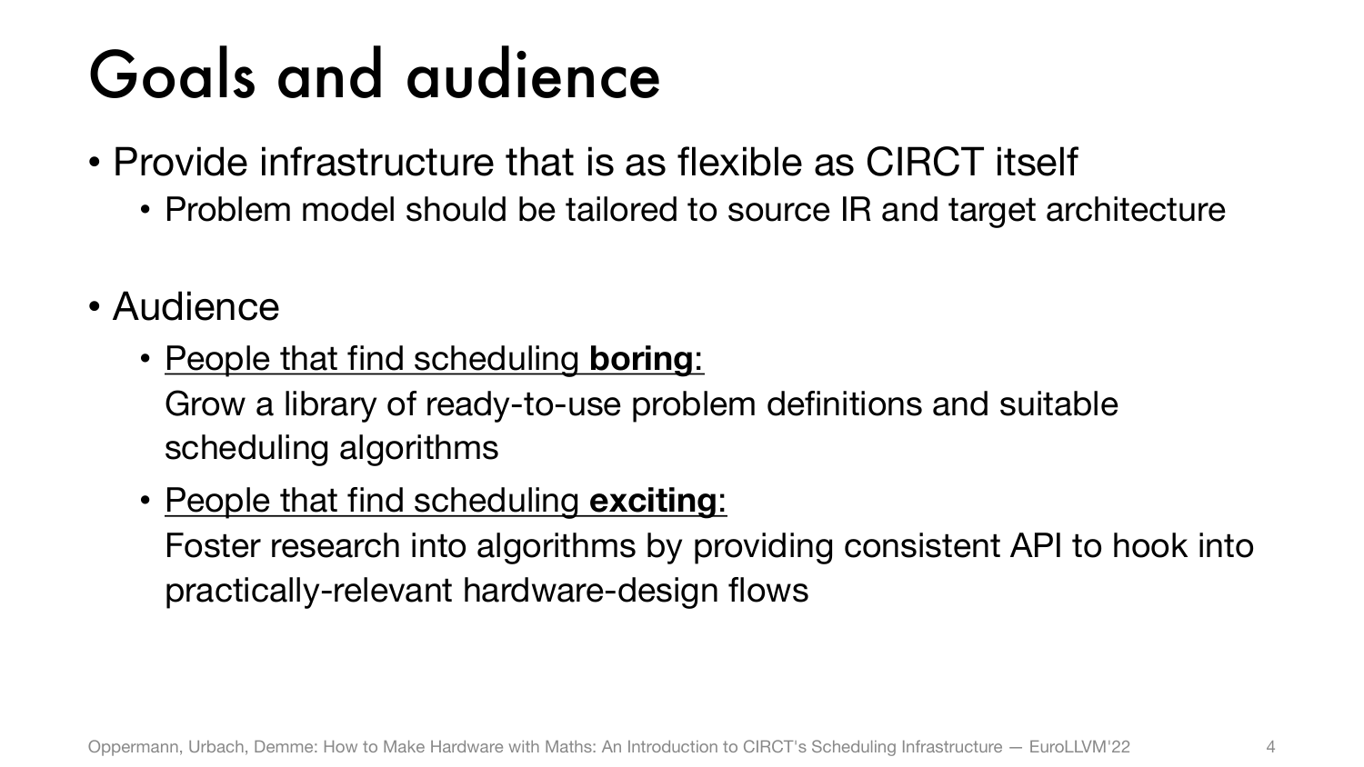# Goals and audience

- Provide infrastructure that is as flexible as CIRCT itself
  - Problem model should be tailored to source IR and target architecture

- Audience
  - People that find scheduling **boring**:
    Grow a library of ready-to-use problem definitions and suitable scheduling algorithms
  - People that find scheduling **exciting**:
    Foster research into algorithms by providing consistent API to hook into practically-relevant hardware-design flows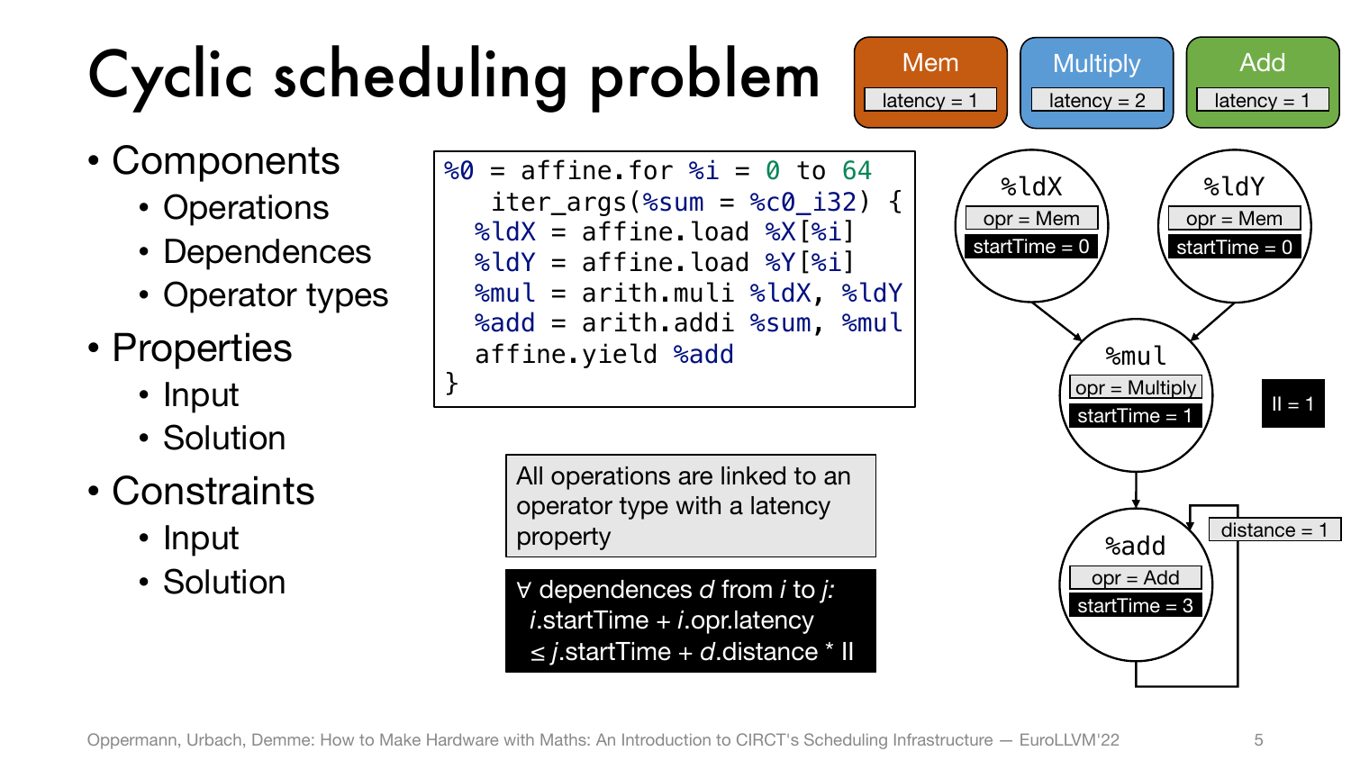# Cyclic scheduling problem

- Components
  - Operations
  - Dependences
  - Operator types
- Properties
  - Input
  - Solution
- Constraints
  - Input
  - Solution

```
%0 = affine.for %i = 0 to 64
    iter_args(%sum = %c0_i32) {
  %ldX = affine.load %X[%i]
  %ldY = affine.load %Y[%i]
  %mul = arith.muli %ldX, %ldY
  %add = arith.addi %sum, %mul
  affine.yield %add
}
```

All operations are linked to an operator type with a latency property

∀ dependences *d* from *i* to *j*:
*i*.startTime + *i*.opr.latency
≤ *j*.startTime + *d*.distance * II

Mem
latency = 1

Multiply
latency = 2

Add
latency = 1

%ldX
opr = Mem
startTime = 0

%ldY
opr = Mem
startTime = 0

%mul
opr = Multiply
startTime = 1

II = 1

%add
opr = Add
startTime = 3

distance = 1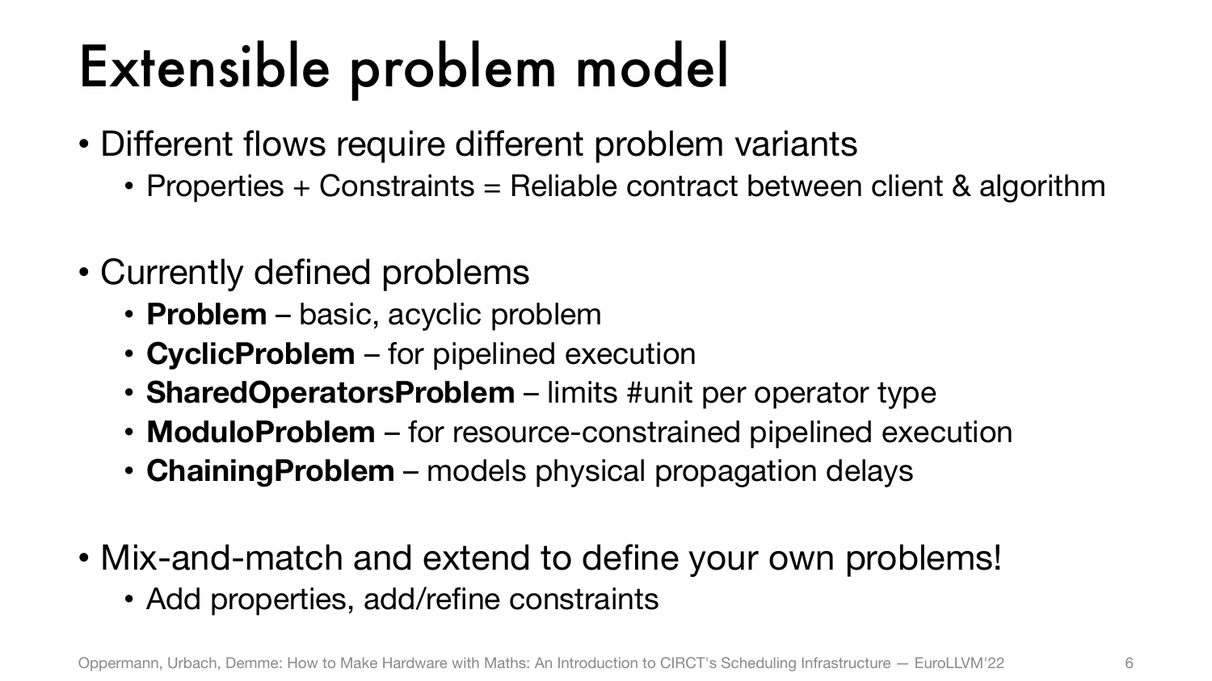# Extensible problem model

- Different flows require different problem variants
  - Properties + Constraints = Reliable contract between client & algorithm
- Currently defined problems
  - **Problem** – basic, acyclic problem
  - **CyclicProblem** – for pipelined execution
  - **SharedOperatorsProblem** – limits #unit per operator type
  - **ModuloProblem** – for resource-constrained pipelined execution
  - **ChainingProblem** – models physical propagation delays
- Mix-and-match and extend to define your own problems!
  - Add properties, add/refine constraints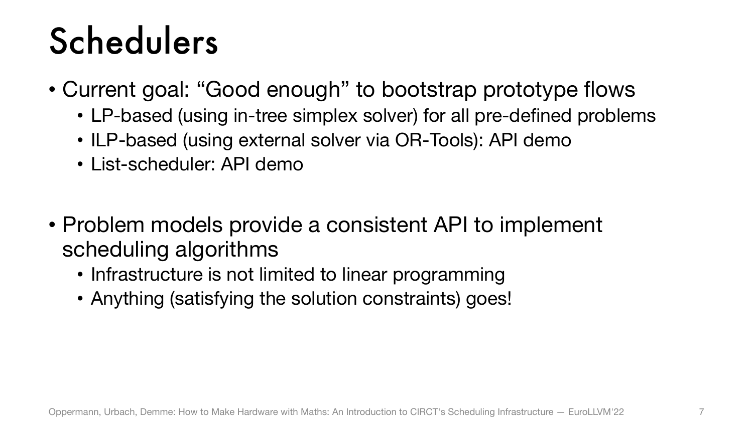# Schedulers

- Current goal: "Good enough" to bootstrap prototype flows
  - LP-based (using in-tree simplex solver) for all pre-defined problems
  - ILP-based (using external solver via OR-Tools): API demo
  - List-scheduler: API demo

- Problem models provide a consistent API to implement scheduling algorithms
  - Infrastructure is not limited to linear programming
  - Anything (satisfying the solution constraints) goes!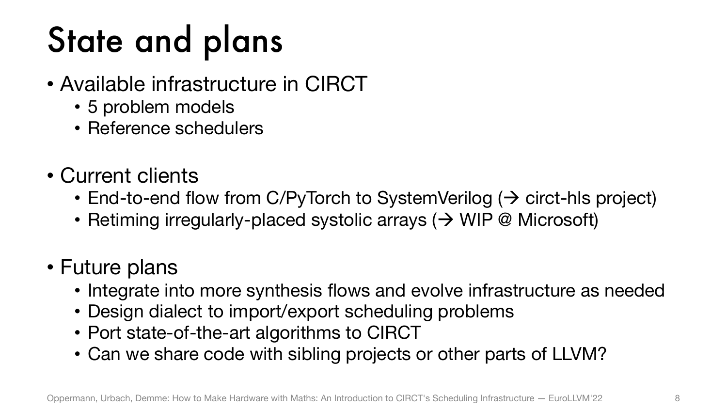# State and plans

- Available infrastructure in CIRCT
  - 5 problem models
  - Reference schedulers
- Current clients
  - End-to-end flow from C/PyTorch to SystemVerilog (→ circt-hls project)
  - Retiming irregularly-placed systolic arrays (→ WIP @ Microsoft)
- Future plans
  - Integrate into more synthesis flows and evolve infrastructure as needed
  - Design dialect to import/export scheduling problems
  - Port state-of-the-art algorithms to CIRCT
  - Can we share code with sibling projects or other parts of LLVM?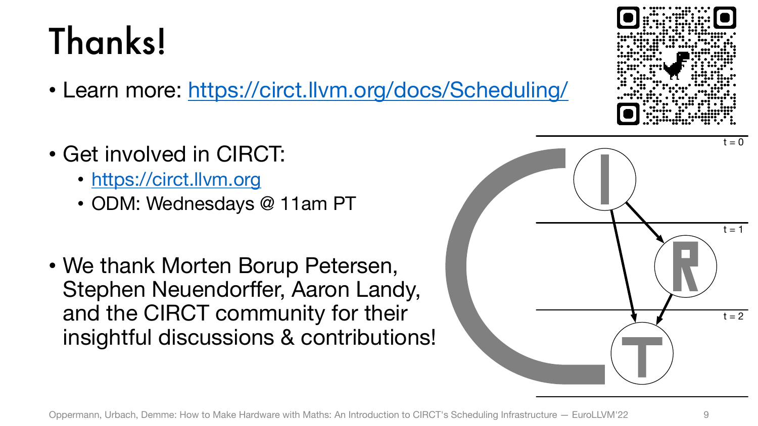# Thanks!

- Learn more: https://circt.llvm.org/docs/Scheduling/

- Get involved in CIRCT:
  - https://circt.llvm.org
  - ODM: Wednesdays @ 11am PT

- We thank Morten Borup Petersen, Stephen Neuendorffer, Aaron Landy, and the CIRCT community for their insightful discussions & contributions!

t = 0

t = 1

t = 2